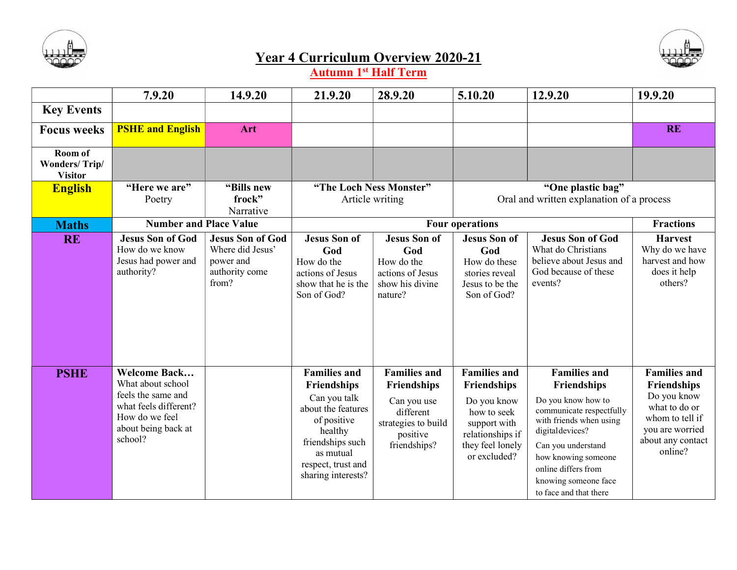# Year 4 Curriculum Overview 2020-21

## Autumn 1st Half Term

| | 7.9.20 | 14.9.20 | 21.9.20 | 28.9.20 | 5.10.20 | 12.9.20 | 19.9.20 |
|---|---|---|---|---|---|---|---|
| **Key Events** | | | | | | | |
| **Focus weeks** | **PSHE and English** | **Art** | | | | | **RE** |
| **Room of Wonders/ Trip/ Visitor** | | | | | | | |
| **English** | **"Here we are"** Poetry | **"Bills new frock"** Narrative | **"The Loch Ness Monster"** Article writing | | **"One plastic bag"** Oral and written explanation of a process | | |
| **Maths** | **Number and Place Value** | | **Four operations** | | | | **Fractions** |
| **RE** | **Jesus Son of God** How do we know Jesus had power and authority? | **Jesus Son of God** Where did Jesus' power and authority come from? | **Jesus Son of God** How do the actions of Jesus show that he is the Son of God? | **Jesus Son of God** How do the actions of Jesus show his divine nature? | **Jesus Son of God** How do these stories reveal Jesus to be the Son of God? | **Jesus Son of God** What do Christians believe about Jesus and God because of these events? | **Harvest** Why do we have harvest and how does it help others? |
| **PSHE** | **Welcome Back…** What about school feels the same and what feels different? How do we feel about being back at school? | | **Families and Friendships** Can you talk about the features of positive healthy friendships such as mutual respect, trust and sharing interests? | **Families and Friendships** Can you use different strategies to build positive friendships? | **Families and Friendships** Do you know how to seek support with relationships if they feel lonely or excluded? | **Families and Friendships** Do you know how to communicate respectfully with friends when using digitaldevices? Can you understand how knowing someone online differs from knowing someone face to face and that there | **Families and Friendships** Do you know what to do or whom to tell if you are worried about any contact online? |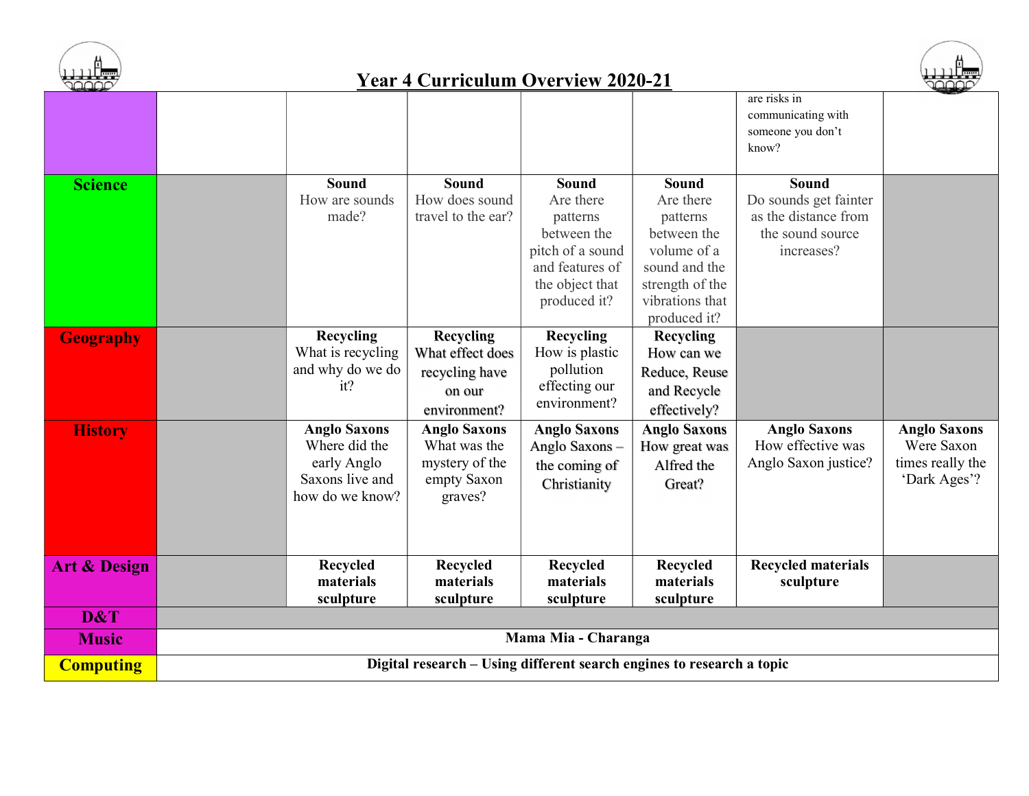# Year 4 Curriculum Overview 2020-21

| | | | | | | | |
|---|---|---|---|---|---|---|---|
| | | | | | | are risks in communicating with someone you don't know? | |
| **Science** | | **Sound** How are sounds made? | **Sound** How does sound travel to the ear? | **Sound** Are there patterns between the pitch of a sound and features of the object that produced it? | **Sound** Are there patterns between the volume of a sound and the strength of the vibrations that produced it? | **Sound** Do sounds get fainter as the distance from the sound source increases? | |
| **Geography** | | **Recycling** What is recycling and why do we do it? | **Recycling** What effect does recycling have on our environment? | **Recycling** How is plastic pollution effecting our environment? | **Recycling** How can we Reduce, Reuse and Recycle effectively? | | |
| **History** | | **Anglo Saxons** Where did the early Anglo Saxons live and how do we know? | **Anglo Saxons** What was the mystery of the empty Saxon graves? | **Anglo Saxons** Anglo Saxons – the coming of Christianity | **Anglo Saxons** How great was Alfred the Great? | **Anglo Saxons** How effective was Anglo Saxon justice? | **Anglo Saxons** Were Saxon times really the 'Dark Ages'? |
| **Art & Design** | | **Recycled materials sculpture** | **Recycled materials sculpture** | **Recycled materials sculpture** | **Recycled materials sculpture** | **Recycled materials sculpture** | |
| **D&T** | | | | | | | |
| **Music** | **Mama Mia - Charanga** | | | | | | |
| **Computing** | **Digital research – Using different search engines to research a topic** | | | | | | |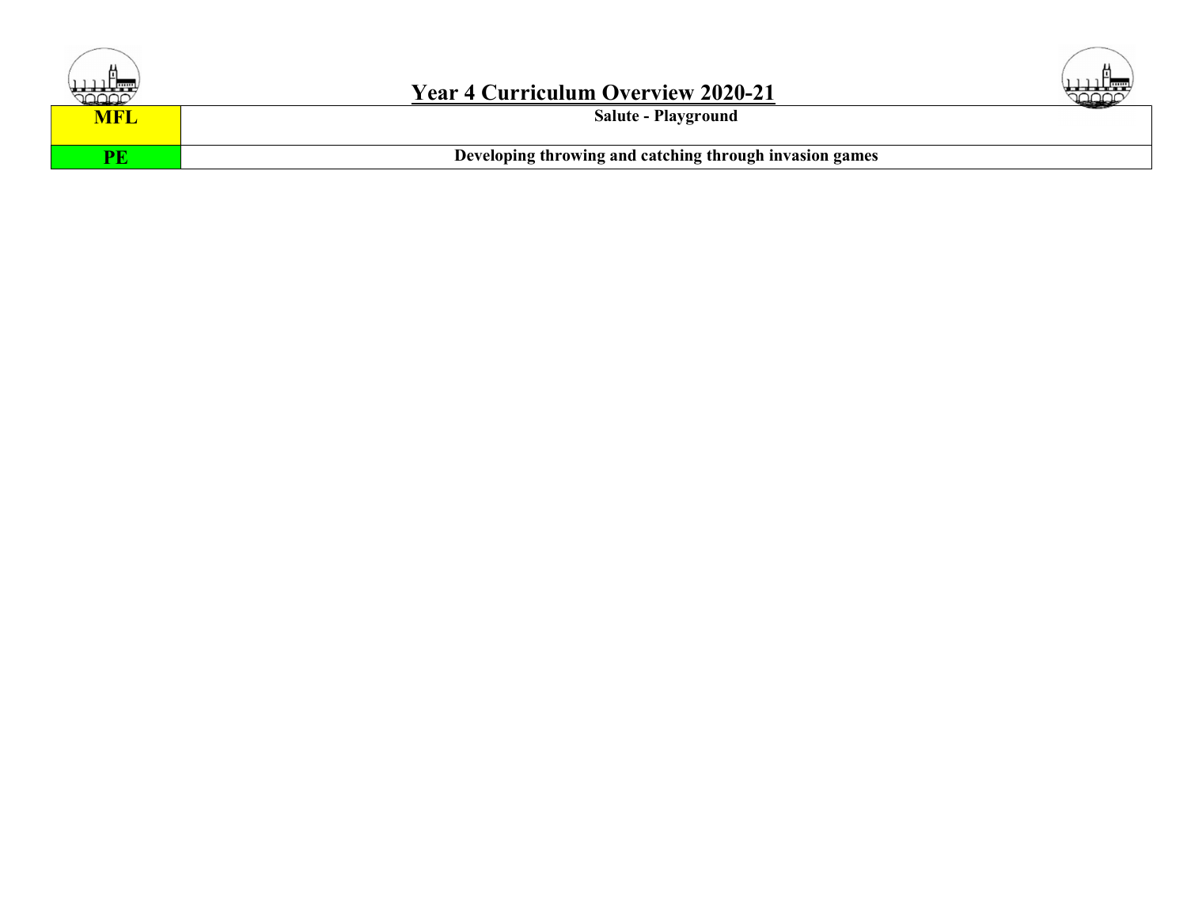# Year 4 Curriculum Overview 2020-21

| | |
|---|---|
| **MFL** | **Salute - Playground** |
| **PE** | **Developing throwing and catching through invasion games** |